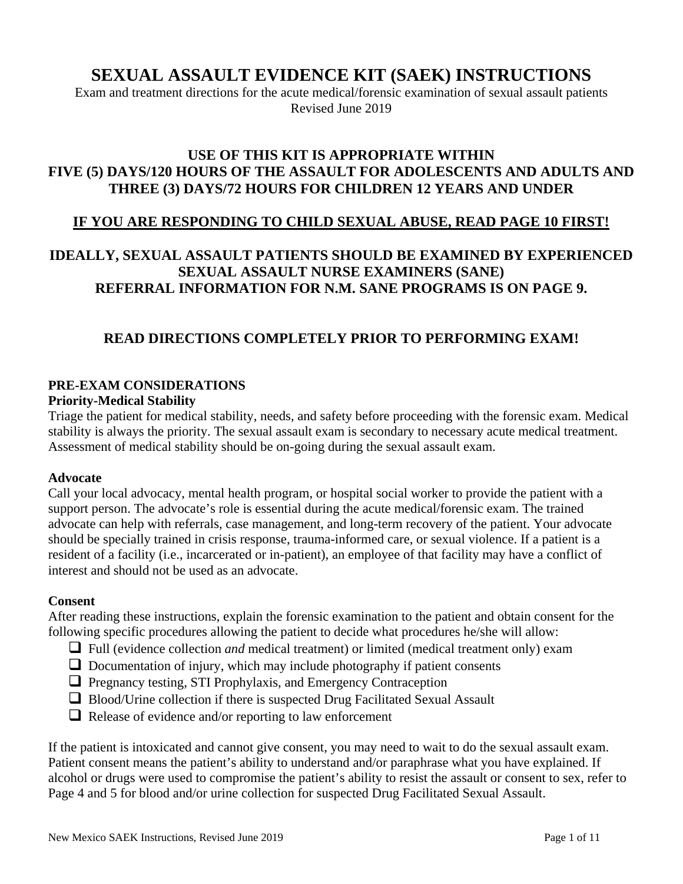# SEXUAL ASSAULT EVIDENCE KIT (SAEK) INSTRUCTIONS

Exam and treatment directions for the acute medical/forensic examination of sexual assault patients
Revised June 2019

**USE OF THIS KIT IS APPROPRIATE WITHIN FIVE (5) DAYS/120 HOURS OF THE ASSAULT FOR ADOLESCENTS AND ADULTS AND THREE (3) DAYS/72 HOURS FOR CHILDREN 12 YEARS AND UNDER**

**IF YOU ARE RESPONDING TO CHILD SEXUAL ABUSE, READ PAGE 10 FIRST!**

**IDEALLY, SEXUAL ASSAULT PATIENTS SHOULD BE EXAMINED BY EXPERIENCED SEXUAL ASSAULT NURSE EXAMINERS (SANE)**
**REFERRAL INFORMATION FOR N.M. SANE PROGRAMS IS ON PAGE 9.**

**READ DIRECTIONS COMPLETELY PRIOR TO PERFORMING EXAM!**

## PRE-EXAM CONSIDERATIONS

### Priority-Medical Stability

Triage the patient for medical stability, needs, and safety before proceeding with the forensic exam. Medical stability is always the priority. The sexual assault exam is secondary to necessary acute medical treatment. Assessment of medical stability should be on-going during the sexual assault exam.

### Advocate

Call your local advocacy, mental health program, or hospital social worker to provide the patient with a support person. The advocate's role is essential during the acute medical/forensic exam. The trained advocate can help with referrals, case management, and long-term recovery of the patient. Your advocate should be specially trained in crisis response, trauma-informed care, or sexual violence. If a patient is a resident of a facility (i.e., incarcerated or in-patient), an employee of that facility may have a conflict of interest and should not be used as an advocate.

### Consent

After reading these instructions, explain the forensic examination to the patient and obtain consent for the following specific procedures allowing the patient to decide what procedures he/she will allow:

- ☐ Full (evidence collection *and* medical treatment) or limited (medical treatment only) exam
- ☐ Documentation of injury, which may include photography if patient consents
- ☐ Pregnancy testing, STI Prophylaxis, and Emergency Contraception
- ☐ Blood/Urine collection if there is suspected Drug Facilitated Sexual Assault
- ☐ Release of evidence and/or reporting to law enforcement

If the patient is intoxicated and cannot give consent, you may need to wait to do the sexual assault exam. Patient consent means the patient's ability to understand and/or paraphrase what you have explained. If alcohol or drugs were used to compromise the patient's ability to resist the assault or consent to sex, refer to Page 4 and 5 for blood and/or urine collection for suspected Drug Facilitated Sexual Assault.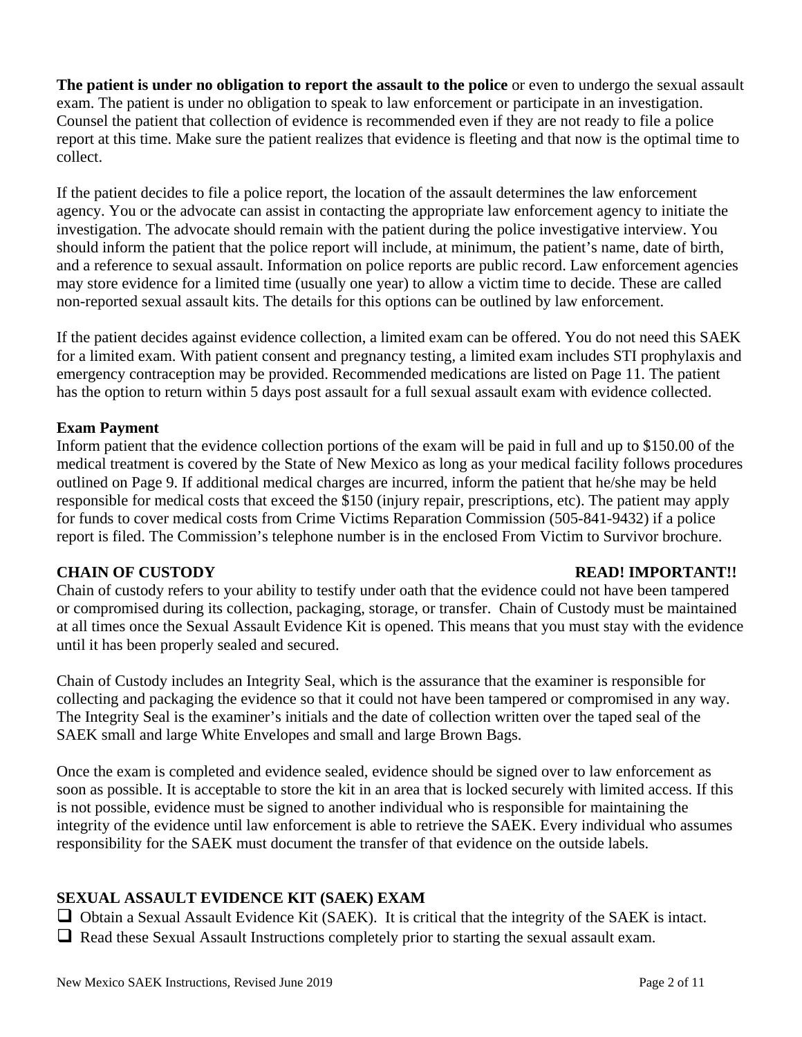**The patient is under no obligation to report the assault to the police** or even to undergo the sexual assault exam. The patient is under no obligation to speak to law enforcement or participate in an investigation. Counsel the patient that collection of evidence is recommended even if they are not ready to file a police report at this time. Make sure the patient realizes that evidence is fleeting and that now is the optimal time to collect.

If the patient decides to file a police report, the location of the assault determines the law enforcement agency. You or the advocate can assist in contacting the appropriate law enforcement agency to initiate the investigation. The advocate should remain with the patient during the police investigative interview. You should inform the patient that the police report will include, at minimum, the patient's name, date of birth, and a reference to sexual assault. Information on police reports are public record. Law enforcement agencies may store evidence for a limited time (usually one year) to allow a victim time to decide. These are called non-reported sexual assault kits. The details for this options can be outlined by law enforcement.

If the patient decides against evidence collection, a limited exam can be offered. You do not need this SAEK for a limited exam. With patient consent and pregnancy testing, a limited exam includes STI prophylaxis and emergency contraception may be provided. Recommended medications are listed on Page 11. The patient has the option to return within 5 days post assault for a full sexual assault exam with evidence collected.

**Exam Payment**

Inform patient that the evidence collection portions of the exam will be paid in full and up to $150.00 of the medical treatment is covered by the State of New Mexico as long as your medical facility follows procedures outlined on Page 9. If additional medical charges are incurred, inform the patient that he/she may be held responsible for medical costs that exceed the $150 (injury repair, prescriptions, etc). The patient may apply for funds to cover medical costs from Crime Victims Reparation Commission (505-841-9432) if a police report is filed. The Commission's telephone number is in the enclosed From Victim to Survivor brochure.

**CHAIN OF CUSTODY** **READ! IMPORTANT!!**

Chain of custody refers to your ability to testify under oath that the evidence could not have been tampered or compromised during its collection, packaging, storage, or transfer. Chain of Custody must be maintained at all times once the Sexual Assault Evidence Kit is opened. This means that you must stay with the evidence until it has been properly sealed and secured.

Chain of Custody includes an Integrity Seal, which is the assurance that the examiner is responsible for collecting and packaging the evidence so that it could not have been tampered or compromised in any way. The Integrity Seal is the examiner's initials and the date of collection written over the taped seal of the SAEK small and large White Envelopes and small and large Brown Bags.

Once the exam is completed and evidence sealed, evidence should be signed over to law enforcement as soon as possible. It is acceptable to store the kit in an area that is locked securely with limited access. If this is not possible, evidence must be signed to another individual who is responsible for maintaining the integrity of the evidence until law enforcement is able to retrieve the SAEK. Every individual who assumes responsibility for the SAEK must document the transfer of that evidence on the outside labels.

**SEXUAL ASSAULT EVIDENCE KIT (SAEK) EXAM**

- [ ] Obtain a Sexual Assault Evidence Kit (SAEK). It is critical that the integrity of the SAEK is intact.
- [ ] Read these Sexual Assault Instructions completely prior to starting the sexual assault exam.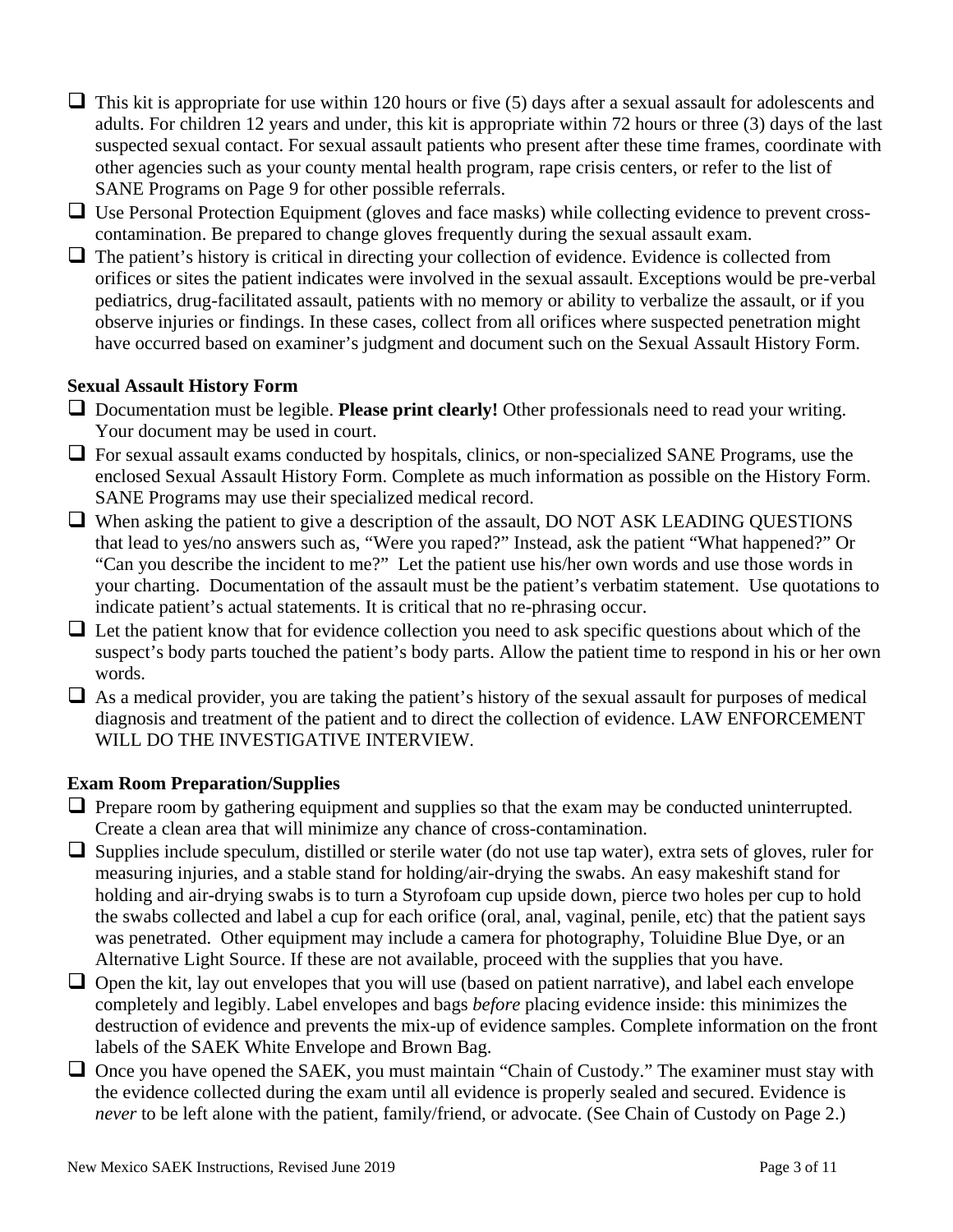- ☐ This kit is appropriate for use within 120 hours or five (5) days after a sexual assault for adolescents and adults. For children 12 years and under, this kit is appropriate within 72 hours or three (3) days of the last suspected sexual contact. For sexual assault patients who present after these time frames, coordinate with other agencies such as your county mental health program, rape crisis centers, or refer to the list of SANE Programs on Page 9 for other possible referrals.
- ☐ Use Personal Protection Equipment (gloves and face masks) while collecting evidence to prevent cross-contamination. Be prepared to change gloves frequently during the sexual assault exam.
- ☐ The patient's history is critical in directing your collection of evidence. Evidence is collected from orifices or sites the patient indicates were involved in the sexual assault. Exceptions would be pre-verbal pediatrics, drug-facilitated assault, patients with no memory or ability to verbalize the assault, or if you observe injuries or findings. In these cases, collect from all orifices where suspected penetration might have occurred based on examiner's judgment and document such on the Sexual Assault History Form.

### Sexual Assault History Form

- ☐ Documentation must be legible. **Please print clearly!** Other professionals need to read your writing. Your document may be used in court.
- ☐ For sexual assault exams conducted by hospitals, clinics, or non-specialized SANE Programs, use the enclosed Sexual Assault History Form. Complete as much information as possible on the History Form. SANE Programs may use their specialized medical record.
- ☐ When asking the patient to give a description of the assault, DO NOT ASK LEADING QUESTIONS that lead to yes/no answers such as, "Were you raped?" Instead, ask the patient "What happened?" Or "Can you describe the incident to me?" Let the patient use his/her own words and use those words in your charting. Documentation of the assault must be the patient's verbatim statement. Use quotations to indicate patient's actual statements. It is critical that no re-phrasing occur.
- ☐ Let the patient know that for evidence collection you need to ask specific questions about which of the suspect's body parts touched the patient's body parts. Allow the patient time to respond in his or her own words.
- ☐ As a medical provider, you are taking the patient's history of the sexual assault for purposes of medical diagnosis and treatment of the patient and to direct the collection of evidence. LAW ENFORCEMENT WILL DO THE INVESTIGATIVE INTERVIEW.

### Exam Room Preparation/Supplies

- ☐ Prepare room by gathering equipment and supplies so that the exam may be conducted uninterrupted. Create a clean area that will minimize any chance of cross-contamination.
- ☐ Supplies include speculum, distilled or sterile water (do not use tap water), extra sets of gloves, ruler for measuring injuries, and a stable stand for holding/air-drying the swabs. An easy makeshift stand for holding and air-drying swabs is to turn a Styrofoam cup upside down, pierce two holes per cup to hold the swabs collected and label a cup for each orifice (oral, anal, vaginal, penile, etc) that the patient says was penetrated. Other equipment may include a camera for photography, Toluidine Blue Dye, or an Alternative Light Source. If these are not available, proceed with the supplies that you have.
- ☐ Open the kit, lay out envelopes that you will use (based on patient narrative), and label each envelope completely and legibly. Label envelopes and bags *before* placing evidence inside: this minimizes the destruction of evidence and prevents the mix-up of evidence samples. Complete information on the front labels of the SAEK White Envelope and Brown Bag.
- ☐ Once you have opened the SAEK, you must maintain "Chain of Custody." The examiner must stay with the evidence collected during the exam until all evidence is properly sealed and secured. Evidence is *never* to be left alone with the patient, family/friend, or advocate. (See Chain of Custody on Page 2.)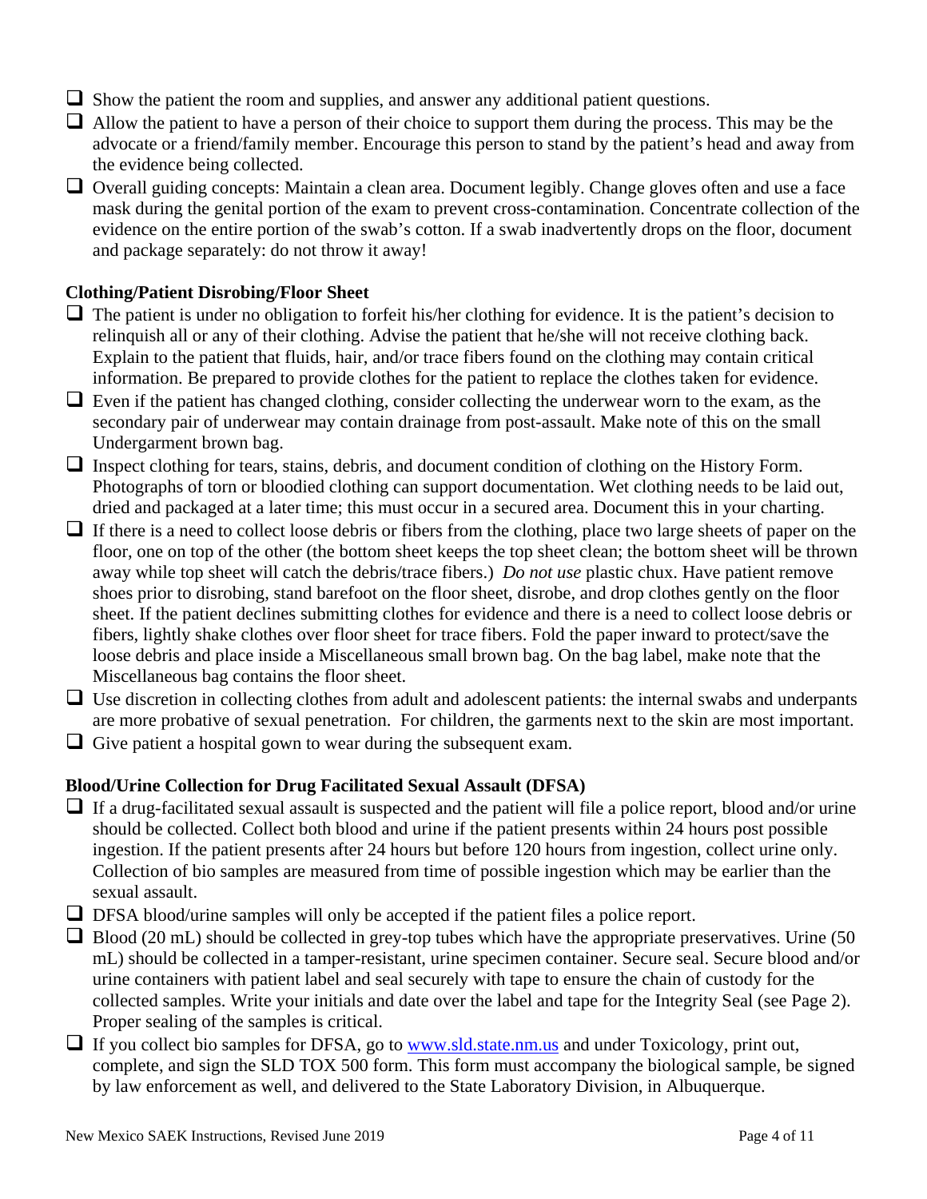- ❑ Show the patient the room and supplies, and answer any additional patient questions.
- ❑ Allow the patient to have a person of their choice to support them during the process. This may be the advocate or a friend/family member. Encourage this person to stand by the patient's head and away from the evidence being collected.
- ❑ Overall guiding concepts: Maintain a clean area. Document legibly. Change gloves often and use a face mask during the genital portion of the exam to prevent cross-contamination. Concentrate collection of the evidence on the entire portion of the swab's cotton. If a swab inadvertently drops on the floor, document and package separately: do not throw it away!

**Clothing/Patient Disrobing/Floor Sheet**

- ❑ The patient is under no obligation to forfeit his/her clothing for evidence. It is the patient's decision to relinquish all or any of their clothing. Advise the patient that he/she will not receive clothing back. Explain to the patient that fluids, hair, and/or trace fibers found on the clothing may contain critical information. Be prepared to provide clothes for the patient to replace the clothes taken for evidence.
- ❑ Even if the patient has changed clothing, consider collecting the underwear worn to the exam, as the secondary pair of underwear may contain drainage from post-assault. Make note of this on the small Undergarment brown bag.
- ❑ Inspect clothing for tears, stains, debris, and document condition of clothing on the History Form. Photographs of torn or bloodied clothing can support documentation. Wet clothing needs to be laid out, dried and packaged at a later time; this must occur in a secured area. Document this in your charting.
- ❑ If there is a need to collect loose debris or fibers from the clothing, place two large sheets of paper on the floor, one on top of the other (the bottom sheet keeps the top sheet clean; the bottom sheet will be thrown away while top sheet will catch the debris/trace fibers.) *Do not use* plastic chux. Have patient remove shoes prior to disrobing, stand barefoot on the floor sheet, disrobe, and drop clothes gently on the floor sheet. If the patient declines submitting clothes for evidence and there is a need to collect loose debris or fibers, lightly shake clothes over floor sheet for trace fibers. Fold the paper inward to protect/save the loose debris and place inside a Miscellaneous small brown bag. On the bag label, make note that the Miscellaneous bag contains the floor sheet.
- ❑ Use discretion in collecting clothes from adult and adolescent patients: the internal swabs and underpants are more probative of sexual penetration. For children, the garments next to the skin are most important.
- ❑ Give patient a hospital gown to wear during the subsequent exam.

**Blood/Urine Collection for Drug Facilitated Sexual Assault (DFSA)**

- ❑ If a drug-facilitated sexual assault is suspected and the patient will file a police report, blood and/or urine should be collected. Collect both blood and urine if the patient presents within 24 hours post possible ingestion. If the patient presents after 24 hours but before 120 hours from ingestion, collect urine only. Collection of bio samples are measured from time of possible ingestion which may be earlier than the sexual assault.
- ❑ DFSA blood/urine samples will only be accepted if the patient files a police report.
- ❑ Blood (20 mL) should be collected in grey-top tubes which have the appropriate preservatives. Urine (50 mL) should be collected in a tamper-resistant, urine specimen container. Secure seal. Secure blood and/or urine containers with patient label and seal securely with tape to ensure the chain of custody for the collected samples. Write your initials and date over the label and tape for the Integrity Seal (see Page 2). Proper sealing of the samples is critical.
- ❑ If you collect bio samples for DFSA, go to www.sld.state.nm.us and under Toxicology, print out, complete, and sign the SLD TOX 500 form. This form must accompany the biological sample, be signed by law enforcement as well, and delivered to the State Laboratory Division, in Albuquerque.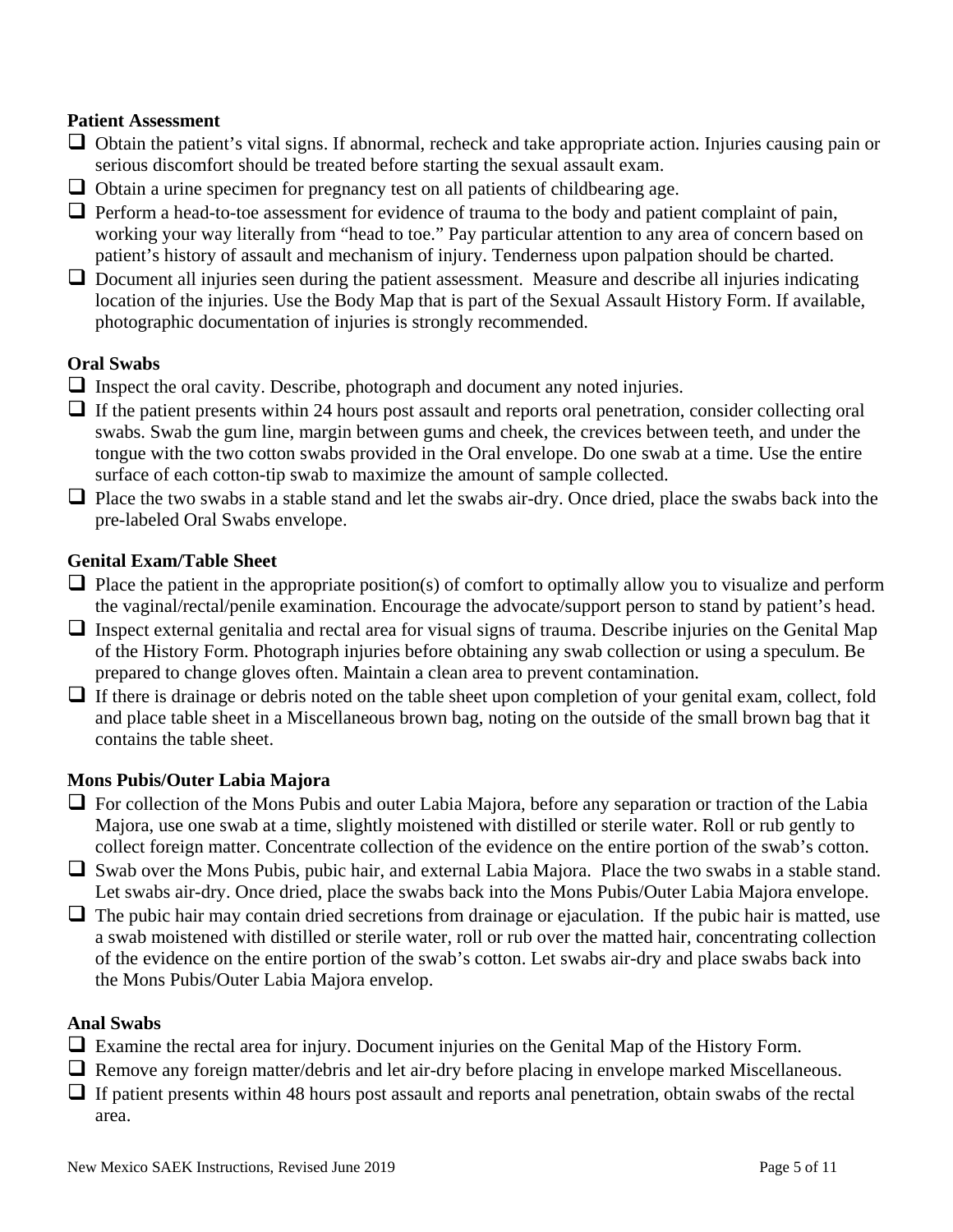**Patient Assessment**

- ❑ Obtain the patient's vital signs. If abnormal, recheck and take appropriate action. Injuries causing pain or serious discomfort should be treated before starting the sexual assault exam.
- ❑ Obtain a urine specimen for pregnancy test on all patients of childbearing age.
- ❑ Perform a head-to-toe assessment for evidence of trauma to the body and patient complaint of pain, working your way literally from "head to toe." Pay particular attention to any area of concern based on patient's history of assault and mechanism of injury. Tenderness upon palpation should be charted.
- ❑ Document all injuries seen during the patient assessment. Measure and describe all injuries indicating location of the injuries. Use the Body Map that is part of the Sexual Assault History Form. If available, photographic documentation of injuries is strongly recommended.

**Oral Swabs**

- ❑ Inspect the oral cavity. Describe, photograph and document any noted injuries.
- ❑ If the patient presents within 24 hours post assault and reports oral penetration, consider collecting oral swabs. Swab the gum line, margin between gums and cheek, the crevices between teeth, and under the tongue with the two cotton swabs provided in the Oral envelope. Do one swab at a time. Use the entire surface of each cotton-tip swab to maximize the amount of sample collected.
- ❑ Place the two swabs in a stable stand and let the swabs air-dry. Once dried, place the swabs back into the pre-labeled Oral Swabs envelope.

**Genital Exam/Table Sheet**

- ❑ Place the patient in the appropriate position(s) of comfort to optimally allow you to visualize and perform the vaginal/rectal/penile examination. Encourage the advocate/support person to stand by patient's head.
- ❑ Inspect external genitalia and rectal area for visual signs of trauma. Describe injuries on the Genital Map of the History Form. Photograph injuries before obtaining any swab collection or using a speculum. Be prepared to change gloves often. Maintain a clean area to prevent contamination.
- ❑ If there is drainage or debris noted on the table sheet upon completion of your genital exam, collect, fold and place table sheet in a Miscellaneous brown bag, noting on the outside of the small brown bag that it contains the table sheet.

**Mons Pubis/Outer Labia Majora**

- ❑ For collection of the Mons Pubis and outer Labia Majora, before any separation or traction of the Labia Majora, use one swab at a time, slightly moistened with distilled or sterile water. Roll or rub gently to collect foreign matter. Concentrate collection of the evidence on the entire portion of the swab's cotton.
- ❑ Swab over the Mons Pubis, pubic hair, and external Labia Majora. Place the two swabs in a stable stand. Let swabs air-dry. Once dried, place the swabs back into the Mons Pubis/Outer Labia Majora envelope.
- ❑ The pubic hair may contain dried secretions from drainage or ejaculation. If the pubic hair is matted, use a swab moistened with distilled or sterile water, roll or rub over the matted hair, concentrating collection of the evidence on the entire portion of the swab's cotton. Let swabs air-dry and place swabs back into the Mons Pubis/Outer Labia Majora envelop.

**Anal Swabs**

- ❑ Examine the rectal area for injury. Document injuries on the Genital Map of the History Form.
- ❑ Remove any foreign matter/debris and let air-dry before placing in envelope marked Miscellaneous.
- ❑ If patient presents within 48 hours post assault and reports anal penetration, obtain swabs of the rectal area.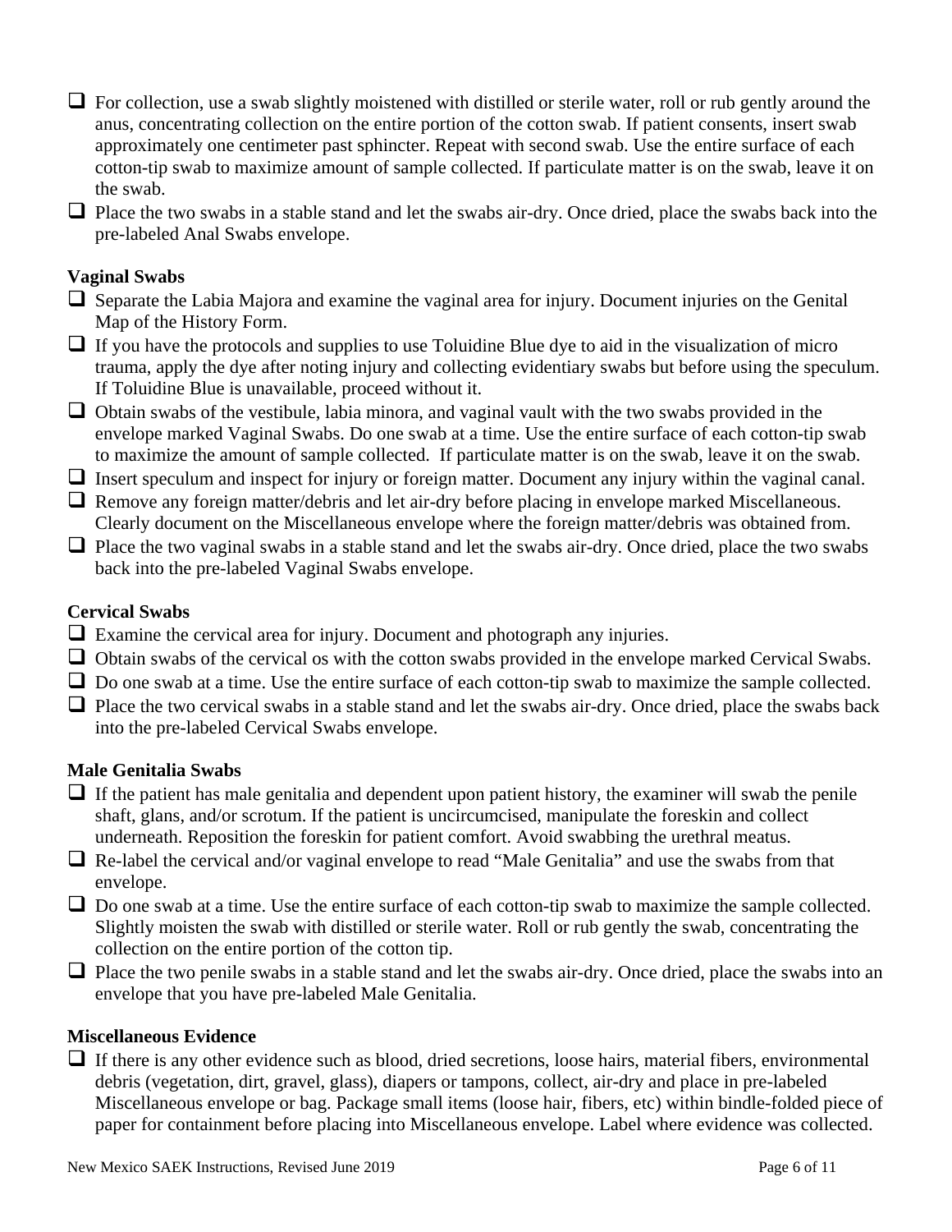- [ ] For collection, use a swab slightly moistened with distilled or sterile water, roll or rub gently around the anus, concentrating collection on the entire portion of the cotton swab. If patient consents, insert swab approximately one centimeter past sphincter. Repeat with second swab. Use the entire surface of each cotton-tip swab to maximize amount of sample collected. If particulate matter is on the swab, leave it on the swab.
- [ ] Place the two swabs in a stable stand and let the swabs air-dry. Once dried, place the swabs back into the pre-labeled Anal Swabs envelope.

**Vaginal Swabs**

- [ ] Separate the Labia Majora and examine the vaginal area for injury. Document injuries on the Genital Map of the History Form.
- [ ] If you have the protocols and supplies to use Toluidine Blue dye to aid in the visualization of micro trauma, apply the dye after noting injury and collecting evidentiary swabs but before using the speculum. If Toluidine Blue is unavailable, proceed without it.
- [ ] Obtain swabs of the vestibule, labia minora, and vaginal vault with the two swabs provided in the envelope marked Vaginal Swabs. Do one swab at a time. Use the entire surface of each cotton-tip swab to maximize the amount of sample collected. If particulate matter is on the swab, leave it on the swab.
- [ ] Insert speculum and inspect for injury or foreign matter. Document any injury within the vaginal canal.
- [ ] Remove any foreign matter/debris and let air-dry before placing in envelope marked Miscellaneous. Clearly document on the Miscellaneous envelope where the foreign matter/debris was obtained from.
- [ ] Place the two vaginal swabs in a stable stand and let the swabs air-dry. Once dried, place the two swabs back into the pre-labeled Vaginal Swabs envelope.

**Cervical Swabs**

- [ ] Examine the cervical area for injury. Document and photograph any injuries.
- [ ] Obtain swabs of the cervical os with the cotton swabs provided in the envelope marked Cervical Swabs.
- [ ] Do one swab at a time. Use the entire surface of each cotton-tip swab to maximize the sample collected.
- [ ] Place the two cervical swabs in a stable stand and let the swabs air-dry. Once dried, place the swabs back into the pre-labeled Cervical Swabs envelope.

**Male Genitalia Swabs**

- [ ] If the patient has male genitalia and dependent upon patient history, the examiner will swab the penile shaft, glans, and/or scrotum. If the patient is uncircumcised, manipulate the foreskin and collect underneath. Reposition the foreskin for patient comfort. Avoid swabbing the urethral meatus.
- [ ] Re-label the cervical and/or vaginal envelope to read "Male Genitalia" and use the swabs from that envelope.
- [ ] Do one swab at a time. Use the entire surface of each cotton-tip swab to maximize the sample collected. Slightly moisten the swab with distilled or sterile water. Roll or rub gently the swab, concentrating the collection on the entire portion of the cotton tip.
- [ ] Place the two penile swabs in a stable stand and let the swabs air-dry. Once dried, place the swabs into an envelope that you have pre-labeled Male Genitalia.

**Miscellaneous Evidence**

- [ ] If there is any other evidence such as blood, dried secretions, loose hairs, material fibers, environmental debris (vegetation, dirt, gravel, glass), diapers or tampons, collect, air-dry and place in pre-labeled Miscellaneous envelope or bag. Package small items (loose hair, fibers, etc) within bindle-folded piece of paper for containment before placing into Miscellaneous envelope. Label where evidence was collected.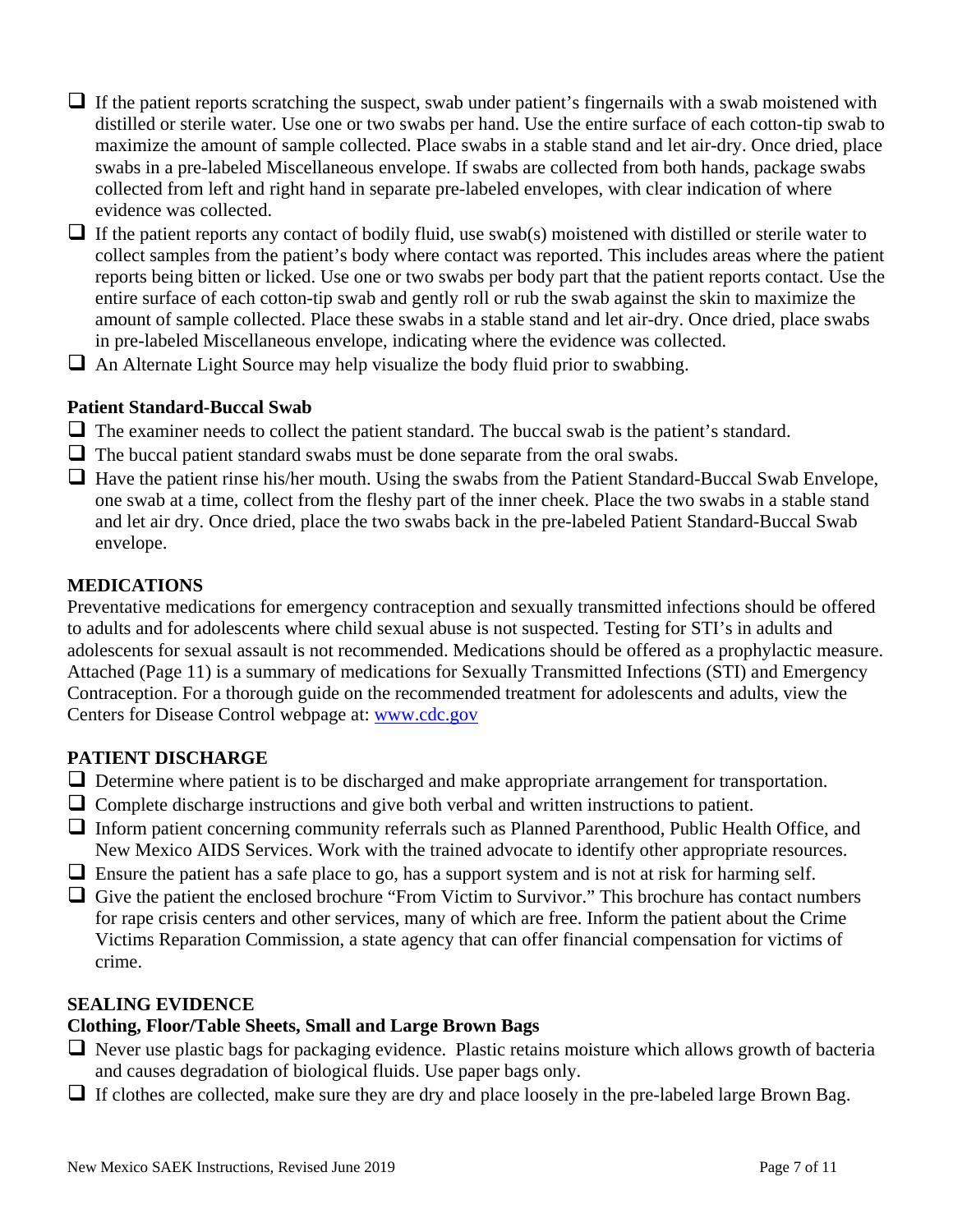- [ ] If the patient reports scratching the suspect, swab under patient's fingernails with a swab moistened with distilled or sterile water. Use one or two swabs per hand. Use the entire surface of each cotton-tip swab to maximize the amount of sample collected. Place swabs in a stable stand and let air-dry. Once dried, place swabs in a pre-labeled Miscellaneous envelope. If swabs are collected from both hands, package swabs collected from left and right hand in separate pre-labeled envelopes, with clear indication of where evidence was collected.
- [ ] If the patient reports any contact of bodily fluid, use swab(s) moistened with distilled or sterile water to collect samples from the patient's body where contact was reported. This includes areas where the patient reports being bitten or licked. Use one or two swabs per body part that the patient reports contact. Use the entire surface of each cotton-tip swab and gently roll or rub the swab against the skin to maximize the amount of sample collected. Place these swabs in a stable stand and let air-dry. Once dried, place swabs in pre-labeled Miscellaneous envelope, indicating where the evidence was collected.
- [ ] An Alternate Light Source may help visualize the body fluid prior to swabbing.

**Patient Standard-Buccal Swab**

- [ ] The examiner needs to collect the patient standard. The buccal swab is the patient's standard.
- [ ] The buccal patient standard swabs must be done separate from the oral swabs.
- [ ] Have the patient rinse his/her mouth. Using the swabs from the Patient Standard-Buccal Swab Envelope, one swab at a time, collect from the fleshy part of the inner cheek. Place the two swabs in a stable stand and let air dry. Once dried, place the two swabs back in the pre-labeled Patient Standard-Buccal Swab envelope.

## MEDICATIONS

Preventative medications for emergency contraception and sexually transmitted infections should be offered to adults and for adolescents where child sexual abuse is not suspected. Testing for STI's in adults and adolescents for sexual assault is not recommended. Medications should be offered as a prophylactic measure. Attached (Page 11) is a summary of medications for Sexually Transmitted Infections (STI) and Emergency Contraception. For a thorough guide on the recommended treatment for adolescents and adults, view the Centers for Disease Control webpage at: www.cdc.gov

## PATIENT DISCHARGE

- [ ] Determine where patient is to be discharged and make appropriate arrangement for transportation.
- [ ] Complete discharge instructions and give both verbal and written instructions to patient.
- [ ] Inform patient concerning community referrals such as Planned Parenthood, Public Health Office, and New Mexico AIDS Services. Work with the trained advocate to identify other appropriate resources.
- [ ] Ensure the patient has a safe place to go, has a support system and is not at risk for harming self.
- [ ] Give the patient the enclosed brochure "From Victim to Survivor." This brochure has contact numbers for rape crisis centers and other services, many of which are free. Inform the patient about the Crime Victims Reparation Commission, a state agency that can offer financial compensation for victims of crime.

## SEALING EVIDENCE

**Clothing, Floor/Table Sheets, Small and Large Brown Bags**

- [ ] Never use plastic bags for packaging evidence. Plastic retains moisture which allows growth of bacteria and causes degradation of biological fluids. Use paper bags only.
- [ ] If clothes are collected, make sure they are dry and place loosely in the pre-labeled large Brown Bag.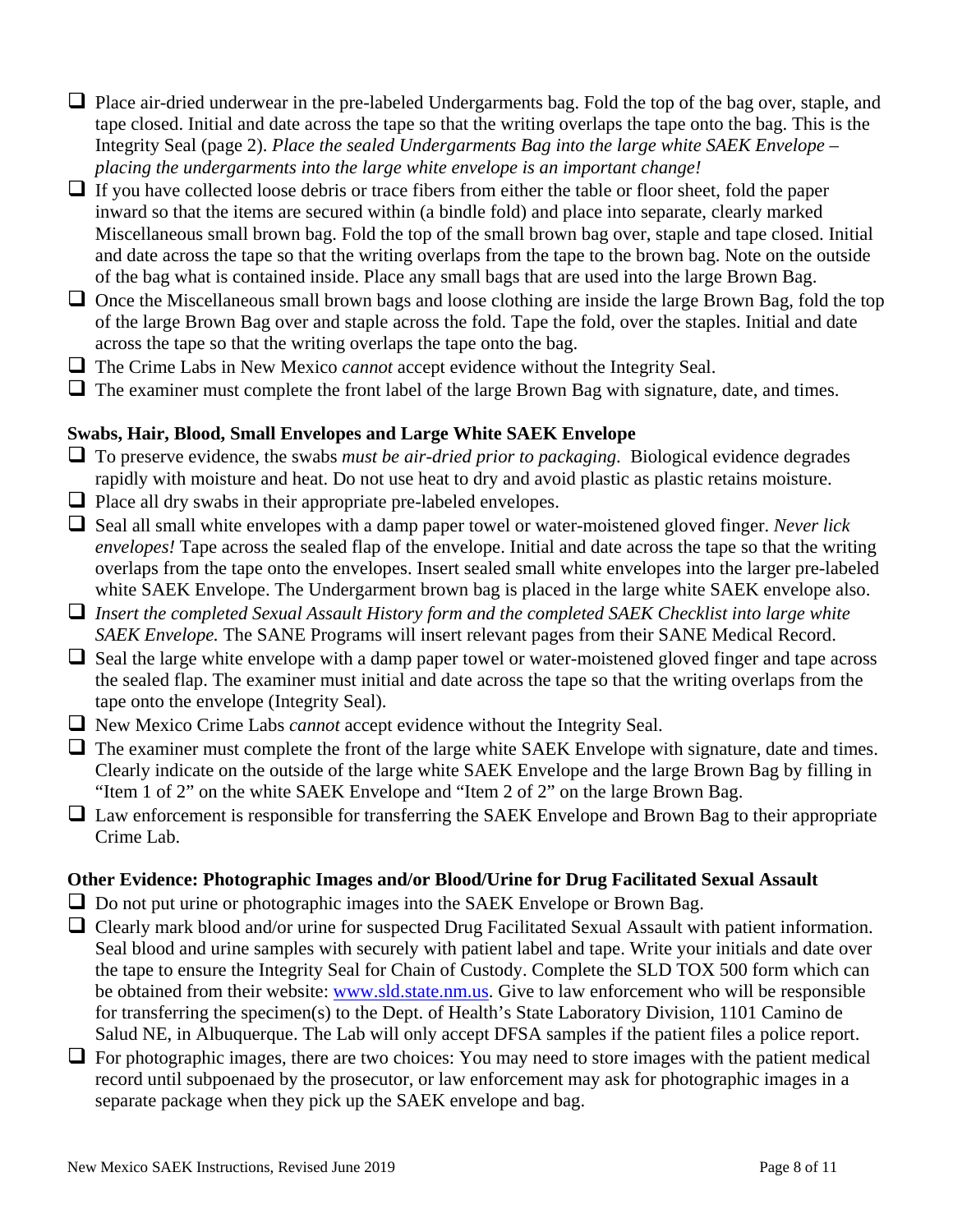- Place air-dried underwear in the pre-labeled Undergarments bag. Fold the top of the bag over, staple, and tape closed. Initial and date across the tape so that the writing overlaps the tape onto the bag. This is the Integrity Seal (page 2). *Place the sealed Undergarments Bag into the large white SAEK Envelope – placing the undergarments into the large white envelope is an important change!*
- If you have collected loose debris or trace fibers from either the table or floor sheet, fold the paper inward so that the items are secured within (a bindle fold) and place into separate, clearly marked Miscellaneous small brown bag. Fold the top of the small brown bag over, staple and tape closed. Initial and date across the tape so that the writing overlaps from the tape to the brown bag. Note on the outside of the bag what is contained inside. Place any small bags that are used into the large Brown Bag.
- Once the Miscellaneous small brown bags and loose clothing are inside the large Brown Bag, fold the top of the large Brown Bag over and staple across the fold. Tape the fold, over the staples. Initial and date across the tape so that the writing overlaps the tape onto the bag.
- The Crime Labs in New Mexico *cannot* accept evidence without the Integrity Seal.
- The examiner must complete the front label of the large Brown Bag with signature, date, and times.

**Swabs, Hair, Blood, Small Envelopes and Large White SAEK Envelope**

- To preserve evidence, the swabs *must be air-dried prior to packaging.* Biological evidence degrades rapidly with moisture and heat. Do not use heat to dry and avoid plastic as plastic retains moisture.
- Place all dry swabs in their appropriate pre-labeled envelopes.
- Seal all small white envelopes with a damp paper towel or water-moistened gloved finger. *Never lick envelopes!* Tape across the sealed flap of the envelope. Initial and date across the tape so that the writing overlaps from the tape onto the envelopes. Insert sealed small white envelopes into the larger pre-labeled white SAEK Envelope. The Undergarment brown bag is placed in the large white SAEK envelope also.
- *Insert the completed Sexual Assault History form and the completed SAEK Checklist into large white SAEK Envelope.* The SANE Programs will insert relevant pages from their SANE Medical Record.
- Seal the large white envelope with a damp paper towel or water-moistened gloved finger and tape across the sealed flap. The examiner must initial and date across the tape so that the writing overlaps from the tape onto the envelope (Integrity Seal).
- New Mexico Crime Labs *cannot* accept evidence without the Integrity Seal.
- The examiner must complete the front of the large white SAEK Envelope with signature, date and times. Clearly indicate on the outside of the large white SAEK Envelope and the large Brown Bag by filling in "Item 1 of 2" on the white SAEK Envelope and "Item 2 of 2" on the large Brown Bag.
- Law enforcement is responsible for transferring the SAEK Envelope and Brown Bag to their appropriate Crime Lab.

**Other Evidence: Photographic Images and/or Blood/Urine for Drug Facilitated Sexual Assault**

- Do not put urine or photographic images into the SAEK Envelope or Brown Bag.
- Clearly mark blood and/or urine for suspected Drug Facilitated Sexual Assault with patient information. Seal blood and urine samples with securely with patient label and tape. Write your initials and date over the tape to ensure the Integrity Seal for Chain of Custody. Complete the SLD TOX 500 form which can be obtained from their website: www.sld.state.nm.us. Give to law enforcement who will be responsible for transferring the specimen(s) to the Dept. of Health's State Laboratory Division, 1101 Camino de Salud NE, in Albuquerque. The Lab will only accept DFSA samples if the patient files a police report.
- For photographic images, there are two choices: You may need to store images with the patient medical record until subpoenaed by the prosecutor, or law enforcement may ask for photographic images in a separate package when they pick up the SAEK envelope and bag.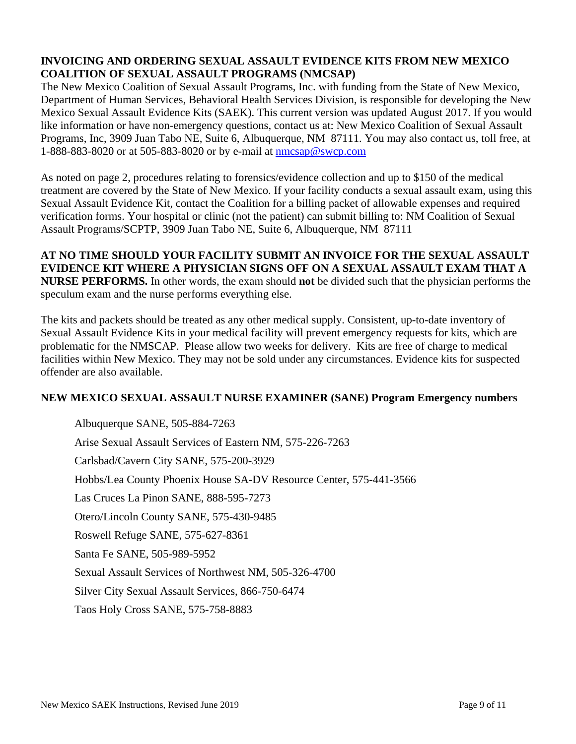## INVOICING AND ORDERING SEXUAL ASSAULT EVIDENCE KITS FROM NEW MEXICO COALITION OF SEXUAL ASSAULT PROGRAMS (NMCSAP)

The New Mexico Coalition of Sexual Assault Programs, Inc. with funding from the State of New Mexico, Department of Human Services, Behavioral Health Services Division, is responsible for developing the New Mexico Sexual Assault Evidence Kits (SAEK). This current version was updated August 2017. If you would like information or have non-emergency questions, contact us at: New Mexico Coalition of Sexual Assault Programs, Inc, 3909 Juan Tabo NE, Suite 6, Albuquerque, NM 87111. You may also contact us, toll free, at 1-888-883-8020 or at 505-883-8020 or by e-mail at nmcsap@swcp.com

As noted on page 2, procedures relating to forensics/evidence collection and up to $150 of the medical treatment are covered by the State of New Mexico. If your facility conducts a sexual assault exam, using this Sexual Assault Evidence Kit, contact the Coalition for a billing packet of allowable expenses and required verification forms. Your hospital or clinic (not the patient) can submit billing to: NM Coalition of Sexual Assault Programs/SCPTP, 3909 Juan Tabo NE, Suite 6, Albuquerque, NM 87111

**AT NO TIME SHOULD YOUR FACILITY SUBMIT AN INVOICE FOR THE SEXUAL ASSAULT EVIDENCE KIT WHERE A PHYSICIAN SIGNS OFF ON A SEXUAL ASSAULT EXAM THAT A NURSE PERFORMS.** In other words, the exam should **not** be divided such that the physician performs the speculum exam and the nurse performs everything else.

The kits and packets should be treated as any other medical supply. Consistent, up-to-date inventory of Sexual Assault Evidence Kits in your medical facility will prevent emergency requests for kits, which are problematic for the NMSCAP. Please allow two weeks for delivery. Kits are free of charge to medical facilities within New Mexico. They may not be sold under any circumstances. Evidence kits for suspected offender are also available.

## NEW MEXICO SEXUAL ASSAULT NURSE EXAMINER (SANE) Program Emergency numbers

Albuquerque SANE, 505-884-7263

Arise Sexual Assault Services of Eastern NM, 575-226-7263

Carlsbad/Cavern City SANE, 575-200-3929

Hobbs/Lea County Phoenix House SA-DV Resource Center, 575-441-3566

Las Cruces La Pinon SANE, 888-595-7273

Otero/Lincoln County SANE, 575-430-9485

Roswell Refuge SANE, 575-627-8361

Santa Fe SANE, 505-989-5952

Sexual Assault Services of Northwest NM, 505-326-4700

Silver City Sexual Assault Services, 866-750-6474

Taos Holy Cross SANE, 575-758-8883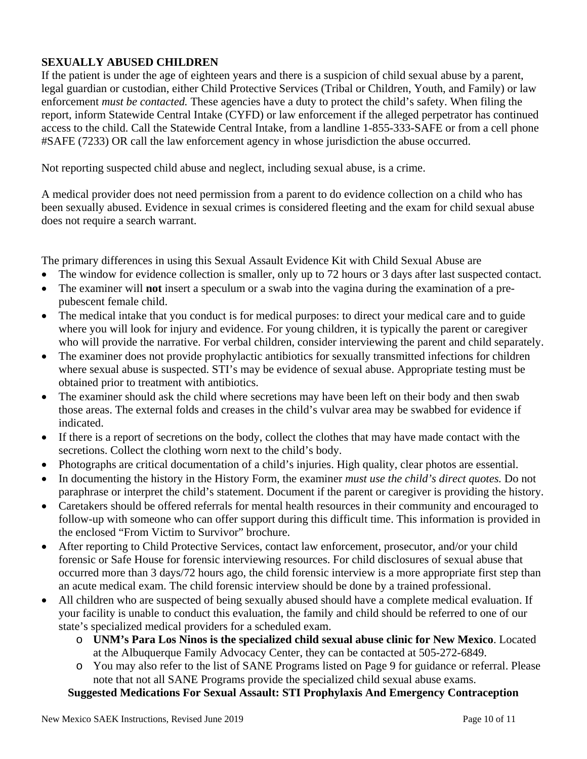**SEXUALLY ABUSED CHILDREN**

If the patient is under the age of eighteen years and there is a suspicion of child sexual abuse by a parent, legal guardian or custodian, either Child Protective Services (Tribal or Children, Youth, and Family) or law enforcement *must be contacted.* These agencies have a duty to protect the child's safety. When filing the report, inform Statewide Central Intake (CYFD) or law enforcement if the alleged perpetrator has continued access to the child. Call the Statewide Central Intake, from a landline 1-855-333-SAFE or from a cell phone #SAFE (7233) OR call the law enforcement agency in whose jurisdiction the abuse occurred.

Not reporting suspected child abuse and neglect, including sexual abuse, is a crime.

A medical provider does not need permission from a parent to do evidence collection on a child who has been sexually abused. Evidence in sexual crimes is considered fleeting and the exam for child sexual abuse does not require a search warrant.

The primary differences in using this Sexual Assault Evidence Kit with Child Sexual Abuse are

- The window for evidence collection is smaller, only up to 72 hours or 3 days after last suspected contact.
- The examiner will **not** insert a speculum or a swab into the vagina during the examination of a pre-pubescent female child.
- The medical intake that you conduct is for medical purposes: to direct your medical care and to guide where you will look for injury and evidence. For young children, it is typically the parent or caregiver who will provide the narrative. For verbal children, consider interviewing the parent and child separately.
- The examiner does not provide prophylactic antibiotics for sexually transmitted infections for children where sexual abuse is suspected. STI's may be evidence of sexual abuse. Appropriate testing must be obtained prior to treatment with antibiotics.
- The examiner should ask the child where secretions may have been left on their body and then swab those areas. The external folds and creases in the child's vulvar area may be swabbed for evidence if indicated.
- If there is a report of secretions on the body, collect the clothes that may have made contact with the secretions. Collect the clothing worn next to the child's body.
- Photographs are critical documentation of a child's injuries. High quality, clear photos are essential.
- In documenting the history in the History Form, the examiner *must use the child's direct quotes.* Do not paraphrase or interpret the child's statement. Document if the parent or caregiver is providing the history.
- Caretakers should be offered referrals for mental health resources in their community and encouraged to follow-up with someone who can offer support during this difficult time. This information is provided in the enclosed "From Victim to Survivor" brochure.
- After reporting to Child Protective Services, contact law enforcement, prosecutor, and/or your child forensic or Safe House for forensic interviewing resources. For child disclosures of sexual abuse that occurred more than 3 days/72 hours ago, the child forensic interview is a more appropriate first step than an acute medical exam. The child forensic interview should be done by a trained professional.
- All children who are suspected of being sexually abused should have a complete medical evaluation. If your facility is unable to conduct this evaluation, the family and child should be referred to one of our state's specialized medical providers for a scheduled exam.
  - **UNM's Para Los Ninos is the specialized child sexual abuse clinic for New Mexico**. Located at the Albuquerque Family Advocacy Center, they can be contacted at 505-272-6849.
  - You may also refer to the list of SANE Programs listed on Page 9 for guidance or referral. Please note that not all SANE Programs provide the specialized child sexual abuse exams.

**Suggested Medications For Sexual Assault: STI Prophylaxis And Emergency Contraception**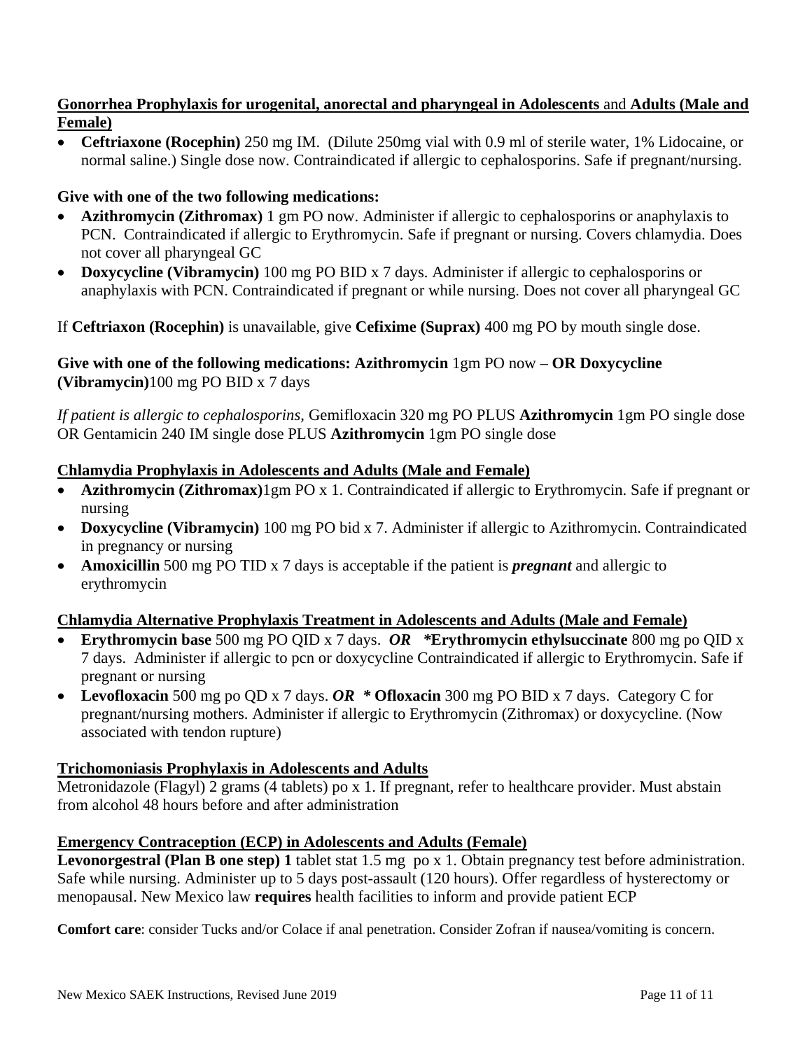**Gonorrhea Prophylaxis for urogenital, anorectal and pharyngeal in Adolescents** and **Adults (Male and Female)**

- **Ceftriaxone (Rocephin)** 250 mg IM. (Dilute 250mg vial with 0.9 ml of sterile water, 1% Lidocaine, or normal saline.) Single dose now. Contraindicated if allergic to cephalosporins. Safe if pregnant/nursing.

**Give with one of the two following medications:**

- **Azithromycin (Zithromax)** 1 gm PO now. Administer if allergic to cephalosporins or anaphylaxis to PCN. Contraindicated if allergic to Erythromycin. Safe if pregnant or nursing. Covers chlamydia. Does not cover all pharyngeal GC
- **Doxycycline (Vibramycin)** 100 mg PO BID x 7 days. Administer if allergic to cephalosporins or anaphylaxis with PCN. Contraindicated if pregnant or while nursing. Does not cover all pharyngeal GC

If **Ceftriaxon (Rocephin)** is unavailable, give **Cefixime (Suprax)** 400 mg PO by mouth single dose.

**Give with one of the following medications: Azithromycin** 1gm PO now – **OR Doxycycline (Vibramycin)**100 mg PO BID x 7 days

*If patient is allergic to cephalosporins,* Gemifloxacin 320 mg PO PLUS **Azithromycin** 1gm PO single dose OR Gentamicin 240 IM single dose PLUS **Azithromycin** 1gm PO single dose

**Chlamydia Prophylaxis in Adolescents and Adults (Male and Female)**

- **Azithromycin (Zithromax)**1gm PO x 1. Contraindicated if allergic to Erythromycin. Safe if pregnant or nursing
- **Doxycycline (Vibramycin)** 100 mg PO bid x 7. Administer if allergic to Azithromycin. Contraindicated in pregnancy or nursing
- **Amoxicillin** 500 mg PO TID x 7 days is acceptable if the patient is ***pregnant*** and allergic to erythromycin

**Chlamydia Alternative Prophylaxis Treatment in Adolescents and Adults (Male and Female)**

- **Erythromycin base** 500 mg PO QID x 7 days. ***OR*** **\*Erythromycin ethylsuccinate** 800 mg po QID x 7 days. Administer if allergic to pcn or doxycycline Contraindicated if allergic to Erythromycin. Safe if pregnant or nursing
- **Levofloxacin** 500 mg po QD x 7 days. ***OR*** **\* Ofloxacin** 300 mg PO BID x 7 days. Category C for pregnant/nursing mothers. Administer if allergic to Erythromycin (Zithromax) or doxycycline. (Now associated with tendon rupture)

**Trichomoniasis Prophylaxis in Adolescents and Adults**

Metronidazole (Flagyl) 2 grams (4 tablets) po x 1. If pregnant, refer to healthcare provider. Must abstain from alcohol 48 hours before and after administration

**Emergency Contraception (ECP) in Adolescents and Adults (Female)**

**Levonorgestral (Plan B one step) 1** tablet stat 1.5 mg po x 1. Obtain pregnancy test before administration. Safe while nursing. Administer up to 5 days post-assault (120 hours). Offer regardless of hysterectomy or menopausal. New Mexico law **requires** health facilities to inform and provide patient ECP

**Comfort care**: consider Tucks and/or Colace if anal penetration. Consider Zofran if nausea/vomiting is concern.